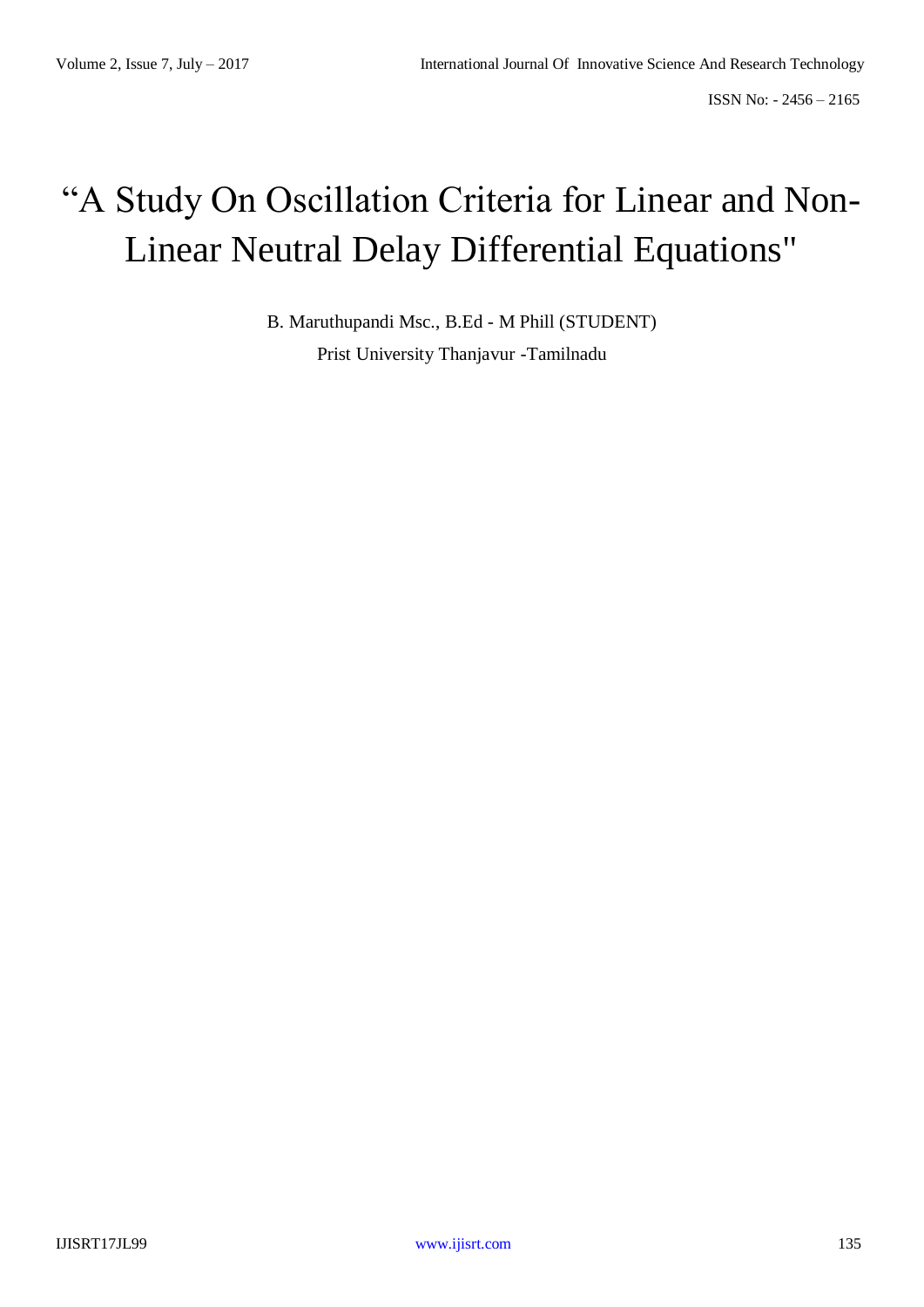# “A Study On Oscillation Criteria for Linear and Non-Linear Neutral Delay Differential Equations"

B. Maruthupandi Msc., B.Ed - M Phill (STUDENT)

Prist University Thanjavur -Tamilnadu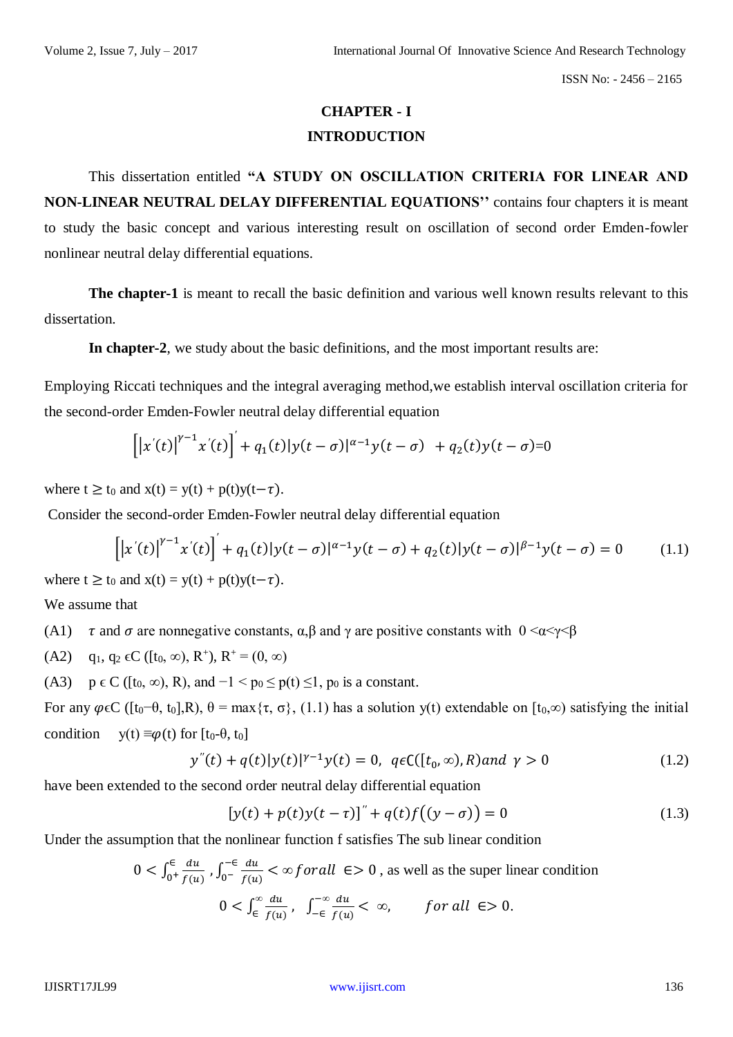# CHAPTER - I

## INTRODUCTION

This dissertation entitled **"A STUDY ON OSCILLATION CRITERIA FOR LINEAR AND NON-LINEAR NEUTRAL DELAY DIFFERENTIAL EQUATIONS''** contains four chapters it is meant to study the basic concept and various interesting result on oscillation of second order Emden-fowler nonlinear neutral delay differential equations.

**The chapter-1** is meant to recall the basic definition and various well known results relevant to this dissertation.

**In chapter-2**, we study about the basic definitions, and the most important results are:

Employing Riccati techniques and the integral averaging method,we establish interval oscillation criteria for the second-order Emden-Fowler neutral delay differential equation

$$\left[\left|x'(t)\right|^{\gamma-1}x'(t)\right]' + q_1(t)|y(t-\sigma)|^{\alpha-1}y(t-\sigma) \;\; + q_2(t)y(t-\sigma){=}0$$

where $t \geq t_0$ and $x(t) = y(t) + p(t)y(t-\tau)$.

Consider the second-order Emden-Fowler neutral delay differential equation

$$\left[\left|x'(t)\right|^{\gamma-1}x'(t)\right]' + q_1(t)|y(t-\sigma)|^{\alpha-1}y(t-\sigma) + q_2(t)|y(t-\sigma)|^{\beta-1}y(t-\sigma) = 0 \qquad (1.1)$$

where $t \geq t_0$ and $x(t) = y(t) + p(t)y(t-\tau)$.

We assume that

(A1) $\tau$ and $\sigma$ are nonnegative constants, $\alpha$,$\beta$ and $\gamma$ are positive constants with $0 < \alpha < \gamma < \beta$

(A2) $q_1, q_2 \in C([t_0, \infty), R^+)$, $R^+ = (0, \infty)$

(A3) $p \in C([t_0, \infty), R)$, and $-1 < p_0 \leq p(t) \leq 1$, $p_0$ is a constant.

For any $\varphi \in C([t_0-\theta, t_0],R)$, $\theta = \max\{\tau, \sigma\}$, (1.1) has a solution y(t) extendable on $[t_0,\infty)$ satisfying the initial condition $y(t) \equiv \varphi(t)$ for $[t_0-\theta, t_0]$

$$y''(t) + q(t)|y(t)|^{\gamma-1}y(t) = 0, \;\; q \in C([t_0,\infty), R) \, and \;\, \gamma > 0 \qquad (1.2)$$

have been extended to the second order neutral delay differential equation

$$[y(t) + p(t)y(t-\tau)]'' + q(t)f\big((y-\sigma)\big) = 0 \qquad (1.3)$$

Under the assumption that the nonlinear function f satisfies The sub linear condition

$$0 < \int_{0^+}^{\epsilon} \frac{du}{f(u)} \,, \int_{0^-}^{-\epsilon} \frac{du}{f(u)} < \infty \, for all \;\; \epsilon > 0 \text{ , as well as the super linear condition}$$

$$0 < \int_{\epsilon}^{\infty} \frac{du}{f(u)} \,, \;\; \int_{-\epsilon}^{-\infty} \frac{du}{f(u)} < \infty, \qquad for \; all \;\; \epsilon > 0.$$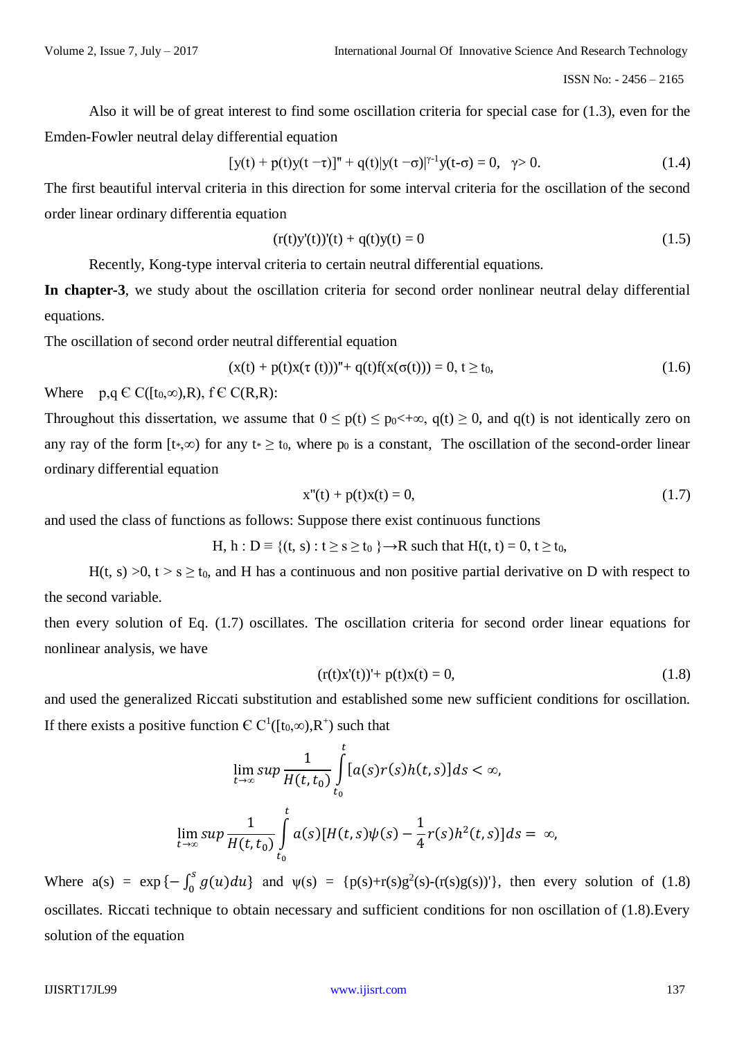Also it will be of great interest to find some oscillation criteria for special case for (1.3), even for the Emden-Fowler neutral delay differential equation

$$[y(t) + p(t)y(t-\tau)]'' + q(t)|y(t-\sigma)|^{\gamma-1}y(t-\sigma) = 0, \quad \gamma > 0. \tag{1.4}$$

The first beautiful interval criteria in this direction for some interval criteria for the oscillation of the second order linear ordinary differentia equation

$$(r(t)y'(t))'(t) + q(t)y(t) = 0 \tag{1.5}$$

Recently, Kong-type interval criteria to certain neutral differential equations.

**In chapter-3**, we study about the oscillation criteria for second order nonlinear neutral delay differential equations.

The oscillation of second order neutral differential equation

$$(x(t) + p(t)x(\tau(t)))'' + q(t)f(x(\sigma(t))) = 0, \ t \geq t_0, \tag{1.6}$$

Where $p,q \in C([t_0,\infty),R)$, $f \in C(R,R)$:

Throughout this dissertation, we assume that $0 \leq p(t) \leq p_0 < +\infty$, $q(t) \geq 0$, and $q(t)$ is not identically zero on any ray of the form $[t_*,\infty)$ for any $t_* \geq t_0$, where $p_0$ is a constant, The oscillation of the second-order linear ordinary differential equation

$$x''(t) + p(t)x(t) = 0, \tag{1.7}$$

and used the class of functions as follows: Suppose there exist continuous functions

$$H, h : D \equiv \{(t, s) : t \geq s \geq t_0\} \rightarrow R \text{ such that } H(t, t) = 0, \ t \geq t_0,$$

$H(t, s) > 0$, $t > s \geq t_0$, and H has a continuous and non positive partial derivative on D with respect to the second variable.

then every solution of Eq. (1.7) oscillates. The oscillation criteria for second order linear equations for nonlinear analysis, we have

$$(r(t)x'(t))' + p(t)x(t) = 0, \tag{1.8}$$

and used the generalized Riccati substitution and established some new sufficient conditions for oscillation. If there exists a positive function $\in C^1([t_0,\infty),R^+)$ such that

$$\limsup_{t\to\infty} \frac{1}{H(t,t_0)} \int_{t_0}^{t} [a(s)r(s)h(t,s)]ds < \infty,$$

$$\limsup_{t\to\infty} \frac{1}{H(t,t_0)} \int_{t_0}^{t} a(s)[H(t,s)\psi(s) - \frac{1}{4}r(s)h^2(t,s)]ds = \infty,$$

Where $a(s) = \exp\{-\int_0^s g(u)du\}$ and $\psi(s) = \{p(s)+r(s)g^2(s)-(r(s)g(s))'\}$, then every solution of (1.8) oscillates. Riccati technique to obtain necessary and sufficient conditions for non oscillation of (1.8).Every solution of the equation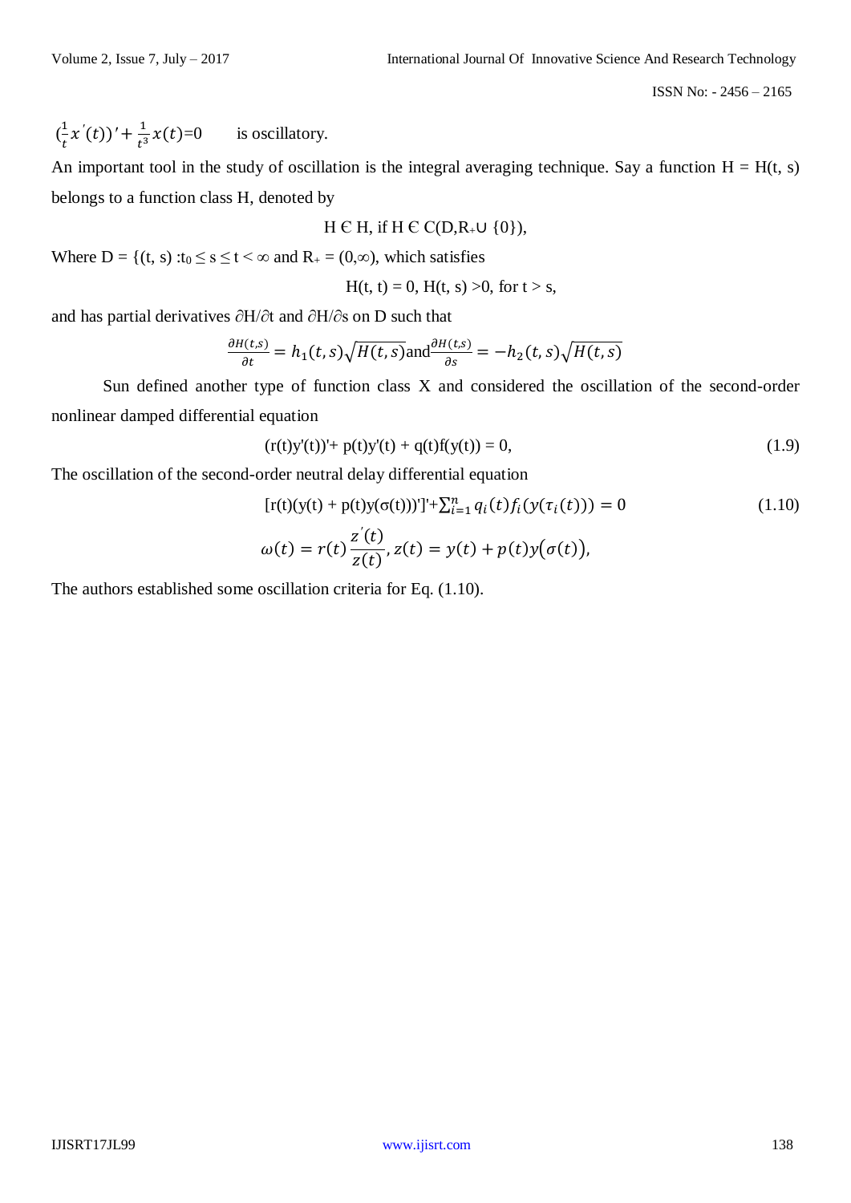$(\frac{1}{t}x'(t))' + \frac{1}{t^3}x(t)=0$ is oscillatory.

An important tool in the study of oscillation is the integral averaging technique. Say a function H = H(t, s) belongs to a function class H, denoted by

$$H \in H, \text{ if } H \in C(D, R_+ \cup \{0\}),$$

Where $D = \{(t, s) : t_0 \leq s \leq t < \infty$ and $R_+ = (0,\infty)$, which satisfies

$$H(t, t) = 0,\ H(t, s) > 0, \text{ for } t > s,$$

and has partial derivatives $\partial H/\partial t$ and $\partial H/\partial s$ on D such that

$$\frac{\partial H(t,s)}{\partial t} = h_1(t,s)\sqrt{H(t,s)} \text{ and } \frac{\partial H(t,s)}{\partial s} = -h_2(t,s)\sqrt{H(t,s)}$$

Sun defined another type of function class X and considered the oscillation of the second-order nonlinear damped differential equation

$$(r(t)y'(t))' + p(t)y'(t) + q(t)f(y(t)) = 0, \tag{1.9}$$

The oscillation of the second-order neutral delay differential equation

$$[r(t)(y(t) + p(t)y(\sigma(t)))']' + \sum_{i=1}^{n} q_i(t)f_i(y(\tau_i(t))) = 0 \tag{1.10}$$

$$\omega(t) = r(t)\frac{z'(t)}{z(t)},\ z(t) = y(t) + p(t)y(\sigma(t)),$$

The authors established some oscillation criteria for Eq. (1.10).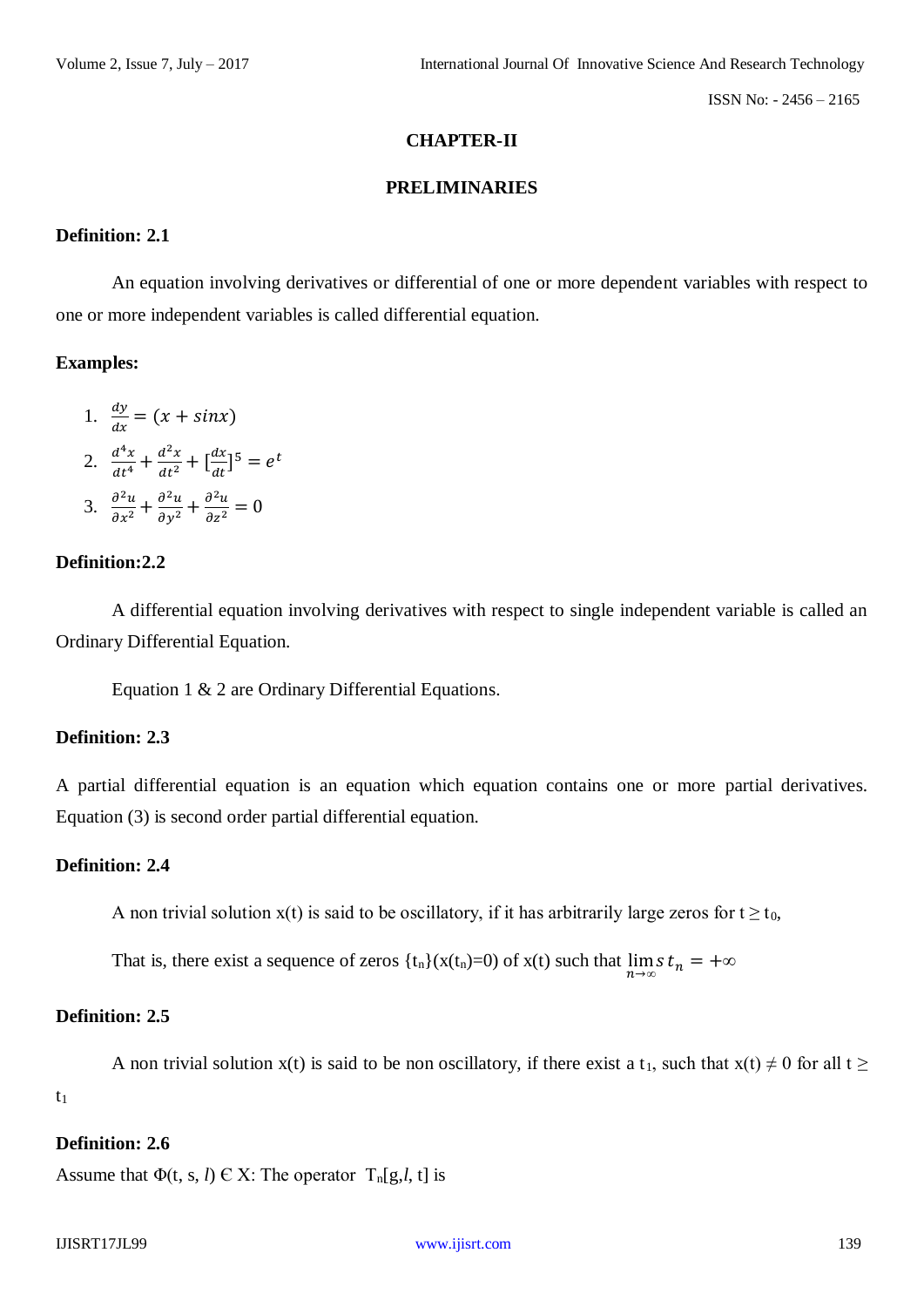# CHAPTER-II

## PRELIMINARIES

**Definition: 2.1**

An equation involving derivatives or differential of one or more dependent variables with respect to one or more independent variables is called differential equation.

**Examples:**

1. $\frac{dy}{dx} = (x + sinx)$
2. $\frac{d^4x}{dt^4} + \frac{d^2x}{dt^2} + [\frac{dx}{dt}]^5 = e^t$
3. $\frac{\partial^2 u}{\partial x^2} + \frac{\partial^2 u}{\partial y^2} + \frac{\partial^2 u}{\partial z^2} = 0$

**Definition:2.2**

A differential equation involving derivatives with respect to single independent variable is called an Ordinary Differential Equation.

Equation 1 & 2 are Ordinary Differential Equations.

**Definition: 2.3**

A partial differential equation is an equation which equation contains one or more partial derivatives. Equation (3) is second order partial differential equation.

**Definition: 2.4**

A non trivial solution x(t) is said to be oscillatory, if it has arbitrarily large zeros for $t \geq t_0$,

That is, there exist a sequence of zeros $\{t_n\}(x(t_n)=0)$ of x(t) such that $\lim_{n\to\infty} s\, t_n = +\infty$

**Definition: 2.5**

A non trivial solution x(t) is said to be non oscillatory, if there exist a $t_1$, such that $x(t) \neq 0$ for all $t \geq t_1$

**Definition: 2.6**

Assume that $\Phi(t, s, l) \in X$: The operator $T_n[g, l, t]$ is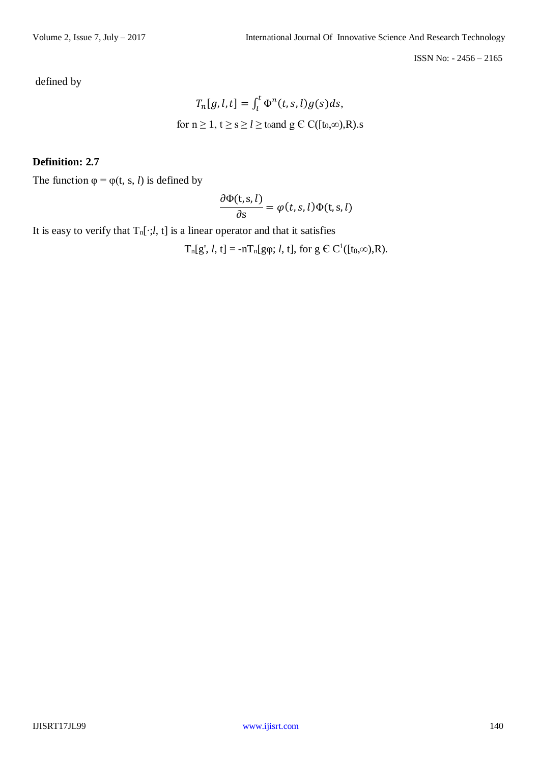defined by

$$T_n[g, l, t] = \int_l^t \Phi^n(t, s, l) g(s) ds,$$

for $n \geq 1$, $t \geq s \geq l \geq t_0$ and $g \in C([t_0,\infty),R)$.s

**Definition: 2.7**

The function $\varphi = \varphi(t, s, l)$ is defined by

$$\frac{\partial \Phi(t, s, l)}{\partial s} = \varphi(t, s, l)\Phi(t, s, l)$$

It is easy to verify that $T_n[\cdot; l, t]$ is a linear operator and that it satisfies

$$T_n[g', l, t] = -nT_n[g\varphi; l, t], \text{ for } g \in C^1([t_0,\infty),R).$$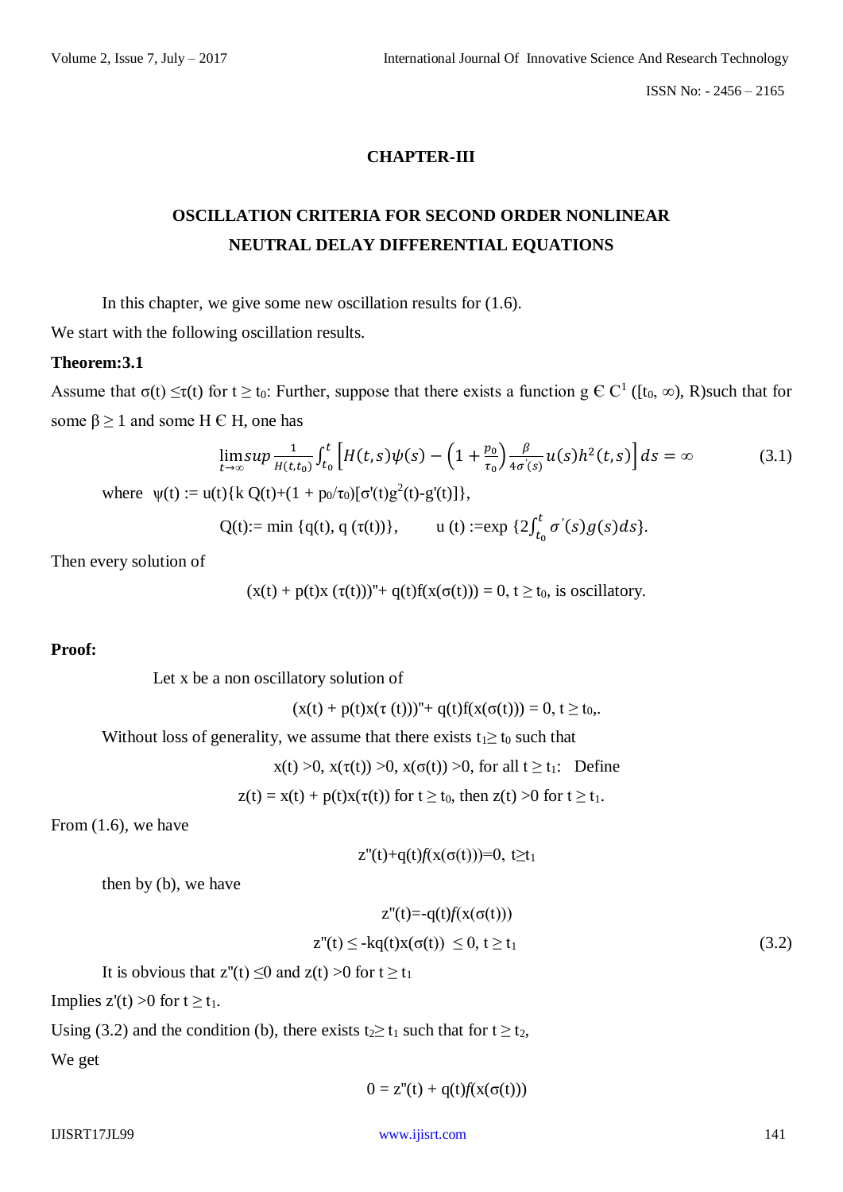## CHAPTER-III

## OSCILLATION CRITERIA FOR SECOND ORDER NONLINEAR NEUTRAL DELAY DIFFERENTIAL EQUATIONS

In this chapter, we give some new oscillation results for (1.6).

We start with the following oscillation results.

**Theorem:3.1**

Assume that $\sigma(t) \leq \tau(t)$ for $t \geq t_0$: Further, suppose that there exists a function $g \in C^1([t_0, \infty), R)$ such that for some $\beta \geq 1$ and some $H \in H$, one has

$$\limsup_{t\to\infty} \frac{1}{H(t,t_0)} \int_{t_0}^{t} \left[ H(t,s)\psi(s) - \left(1 + \frac{p_0}{\tau_0}\right) \frac{\beta}{4\sigma'(s)} u(s) h^2(t,s) \right] ds = \infty \tag{3.1}$$

where $\psi(t) := u(t)\{k\, Q(t) + (1 + p_0/\tau_0)[\sigma'(t)g^2(t) - g'(t)]\}$,

$$Q(t) := \min\{q(t), q(\tau(t))\}, \qquad u(t) := \exp\{2\int_{t_0}^{t} \sigma'(s) g(s) ds\}.$$

Then every solution of

$$(x(t) + p(t)x(\tau(t)))'' + q(t)f(x(\sigma(t))) = 0,\ t \geq t_0, \text{ is oscillatory.}$$

**Proof:**

Let x be a non oscillatory solution of

$$(x(t) + p(t)x(\tau(t)))'' + q(t)f(x(\sigma(t))) = 0,\ t \geq t_0.$$

Without loss of generality, we assume that there exists $t_1 \geq t_0$ such that

$$x(t) > 0,\ x(\tau(t)) > 0,\ x(\sigma(t)) > 0, \text{ for all } t \geq t_1: \text{ Define}$$

$$z(t) = x(t) + p(t)x(\tau(t)) \text{ for } t \geq t_0, \text{ then } z(t) > 0 \text{ for } t \geq t_1.$$

From (1.6), we have

$$z''(t) + q(t)f(x(\sigma(t))) = 0,\ t \geq t_1$$

then by (b), we have

$$z''(t) = -q(t)f(x(\sigma(t)))$$

$$z''(t) \leq -kq(t)x(\sigma(t)) \leq 0,\ t \geq t_1 \tag{3.2}$$

It is obvious that $z''(t) \leq 0$ and $z(t) > 0$ for $t \geq t_1$

Implies $z'(t) > 0$ for $t \geq t_1$.

Using (3.2) and the condition (b), there exists $t_2 \geq t_1$ such that for $t \geq t_2$,

We get

$$0 = z''(t) + q(t)f(x(\sigma(t)))$$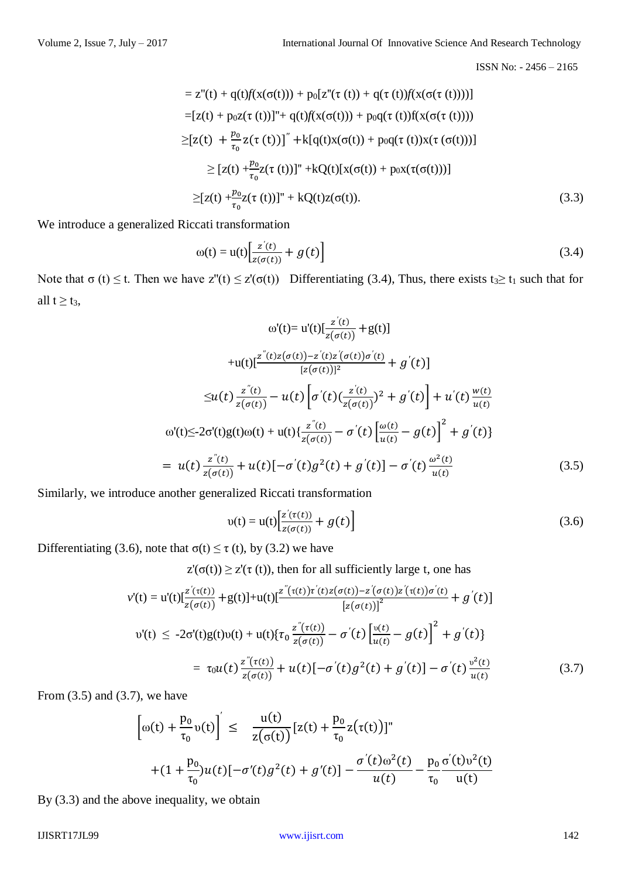$$= z''(t) + q(t)f(x(\sigma(t))) + p_0[z''(\tau(t)) + q(\tau(t))f(x(\sigma(\tau(t))))]$$

$$=[z(t) + p_0 z(\tau(t))]'' + q(t)f(x(\sigma(t))) + p_0 q(\tau(t))f(x(\sigma(\tau(t))))$$

$$\geq [z(t) + \frac{p_0}{\tau_0} z(\tau(t))]'' + k[q(t)x(\sigma(t)) + p_0 q(\tau(t))x(\tau(\sigma(t)))]$$

$$\geq [z(t) + \frac{p_0}{\tau_0} z(\tau(t))]'' + kQ(t)[x(\sigma(t)) + p_0 x(\tau(\sigma(t)))]$$

$$\geq [z(t) + \frac{p_0}{\tau_0} z(\tau(t))]'' + kQ(t)z(\sigma(t)). \tag{3.3}$$

We introduce a generalized Riccati transformation

$$\omega(t) = u(t)\left[\frac{z'(t)}{z(\sigma(t))} + g(t)\right] \tag{3.4}$$

Note that $\sigma(t) \leq t$. Then we have $z''(t) \leq z'(\sigma(t))$ Differentiating (3.4), Thus, there exists $t_3 \geq t_1$ such that for all $t \geq t_3$,

$$\omega'(t) = u'(t)\left[\frac{z'(t)}{z(\sigma(t))} + g(t)\right]$$

$$+u(t)\left[\frac{z''(t)z(\sigma(t)) - z'(t)z'(\sigma(t))\sigma'(t)}{[z(\sigma(t))]^2} + g'(t)\right]$$

$$\leq u(t)\frac{z''(t)}{z(\sigma(t))} - u(t)\left[\sigma'(t)\left(\frac{z'(t)}{z(\sigma(t))}\right)^2 + g'(t)\right] + u'(t)\frac{w(t)}{u(t)}$$

$$\omega'(t) \leq -2\sigma'(t)g(t)\omega(t) + u(t)\left\{\frac{z''(t)}{z(\sigma(t))} - \sigma'(t)\left[\frac{\omega(t)}{u(t)} - g(t)\right]^2 + g'(t)\right\}$$

$$= u(t)\frac{z''(t)}{z(\sigma(t))} + u(t)[-\sigma'(t)g^2(t) + g'(t)] - \sigma'(t)\frac{\omega^2(t)}{u(t)} \tag{3.5}$$

Similarly, we introduce another generalized Riccati transformation

$$\upsilon(t) = u(t)\left[\frac{z'(\tau(t))}{z(\sigma(t))} + g(t)\right] \tag{3.6}$$

Differentiating (3.6), note that $\sigma(t) \leq \tau(t)$, by (3.2) we have

$z'(\sigma(t)) \geq z'(\tau(t))$, then for all sufficiently large t, one has

$$v'(t) = u'(t)\left[\frac{z'(\tau(t))}{z(\sigma(t))} + g(t)\right] + u(t)\left[\frac{z''(\tau(t))\tau'(t)z(\sigma(t)) - z'(\sigma(t))z'(\tau(t))\sigma'(t)}{[z(\sigma(t))]^2} + g'(t)\right]$$

$$\upsilon'(t) \leq -2\sigma'(t)g(t)\upsilon(t) + u(t)\left\{\tau_0\frac{z''(\tau(t))}{z(\sigma(t))} - \sigma'(t)\left[\frac{\upsilon(t)}{u(t)} - g(t)\right]^2 + g'(t)\right\}$$

$$= \tau_0 u(t)\frac{z''(\tau(t))}{z(\sigma(t))} + u(t)[-\sigma'(t)g^2(t) + g'(t)] - \sigma'(t)\frac{\upsilon^2(t)}{u(t)} \tag{3.7}$$

From (3.5) and (3.7), we have

$$\left[\omega(t) + \frac{p_0}{\tau_0}\upsilon(t)\right]' \leq \frac{u(t)}{z(\sigma(t))}[z(t) + \frac{p_0}{\tau_0}z(\tau(t))]''$$

$$+\left(1 + \frac{p_0}{\tau_0}\right)u(t)[-\sigma'(t)g^2(t) + g'(t)] - \frac{\sigma'(t)\omega^2(t)}{u(t)} - \frac{p_0}{\tau_0}\frac{\sigma'(t)\upsilon^2(t)}{u(t)}$$

By (3.3) and the above inequality, we obtain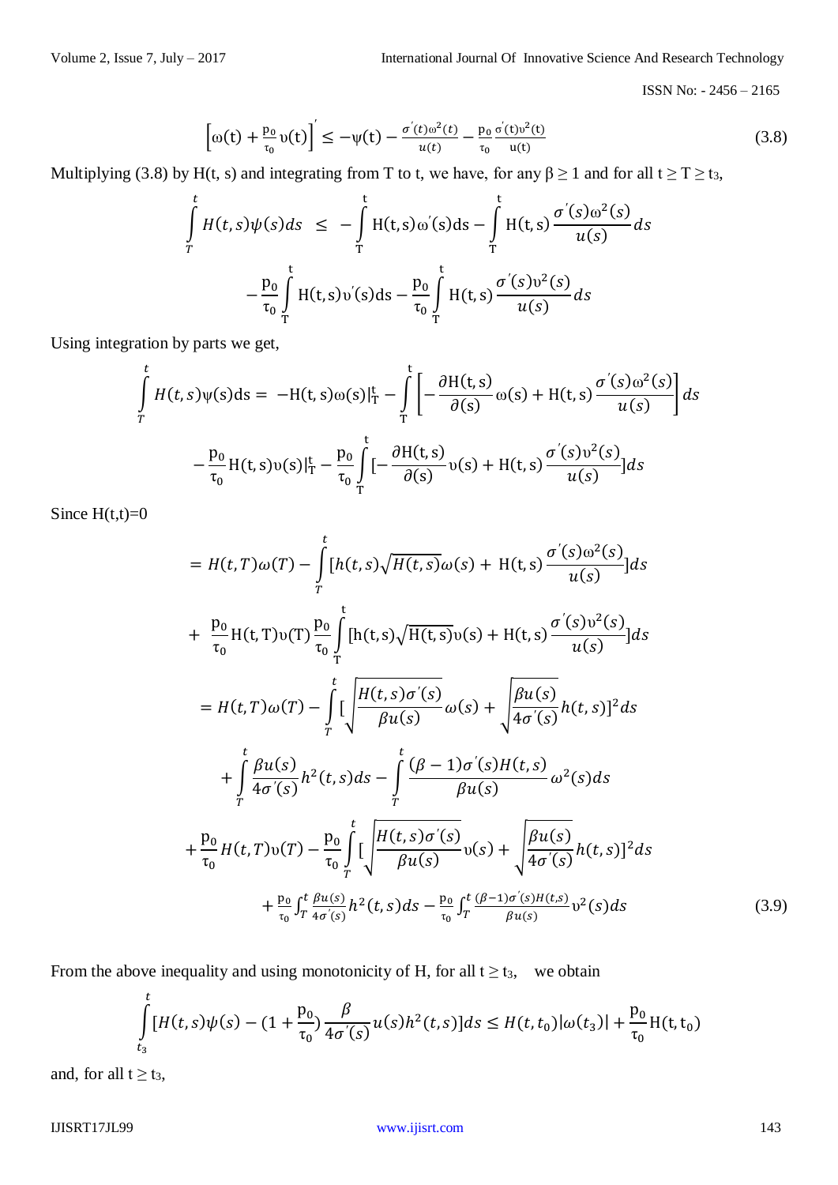$$\left[\omega(t) + \frac{p_0}{\tau_0}\upsilon(t)\right]' \leq -\psi(t) - \frac{\sigma'(t)\omega^2(t)}{u(t)} - \frac{p_0}{\tau_0}\frac{\sigma'(t)\upsilon^2(t)}{u(t)} \tag{3.8}$$

Multiplying (3.8) by H(t, s) and integrating from T to t, we have, for any $\beta \geq 1$ and for all $t \geq T \geq t_3$,

$$\int_T^t H(t,s)\psi(s)ds \;\leq\; -\int_T^t H(t,s)\omega'(s)ds - \int_T^t H(t,s)\frac{\sigma'(s)\omega^2(s)}{u(s)}ds$$

$$-\frac{p_0}{\tau_0}\int_T^t H(t,s)\upsilon'(s)ds - \frac{p_0}{\tau_0}\int_T^t H(t,s)\frac{\sigma'(s)\upsilon^2(s)}{u(s)}ds$$

Using integration by parts we get,

$$\int_T^t H(t,s)\psi(s)ds = -H(t,s)\omega(s)|_T^t - \int_T^t \left[-\frac{\partial H(t,s)}{\partial(s)}\omega(s) + H(t,s)\frac{\sigma'(s)\omega^2(s)}{u(s)}\right]ds$$

$$-\frac{p_0}{\tau_0}H(t,s)\upsilon(s)|_T^t - \frac{p_0}{\tau_0}\int_T^t [-\frac{\partial H(t,s)}{\partial(s)}\upsilon(s) + H(t,s)\frac{\sigma'(s)\upsilon^2(s)}{u(s)}]ds$$

Since H(t,t)=0

$$= H(t,T)\omega(T) - \int_T^t [h(t,s)\sqrt{H(t,s)}\omega(s) + H(t,s)\frac{\sigma'(s)\omega^2(s)}{u(s)}]ds$$

$$+ \frac{p_0}{\tau_0}H(t,T)\upsilon(T)\frac{p_0}{\tau_0}\int_T^t [h(t,s)\sqrt{H(t,s)}\upsilon(s) + H(t,s)\frac{\sigma'(s)\upsilon^2(s)}{u(s)}]ds$$

$$= H(t,T)\omega(T) - \int_T^t [\sqrt{\frac{H(t,s)\sigma'(s)}{\beta u(s)}}\omega(s) + \sqrt{\frac{\beta u(s)}{4\sigma'(s)}}h(t,s)]^2 ds$$

$$+ \int_T^t \frac{\beta u(s)}{4\sigma'(s)}h^2(t,s)ds - \int_T^t \frac{(\beta-1)\sigma'(s)H(t,s)}{\beta u(s)}\omega^2(s)ds$$

$$+ \frac{p_0}{\tau_0}H(t,T)\upsilon(T) - \frac{p_0}{\tau_0}\int_T^t [\sqrt{\frac{H(t,s)\sigma'(s)}{\beta u(s)}}\upsilon(s) + \sqrt{\frac{\beta u(s)}{4\sigma'(s)}}h(t,s)]^2 ds$$

$$+ \frac{p_0}{\tau_0}\int_T^t \frac{\beta u(s)}{4\sigma'(s)}h^2(t,s)ds - \frac{p_0}{\tau_0}\int_T^t \frac{(\beta-1)\sigma'(s)H(t,s)}{\beta u(s)}\upsilon^2(s)ds \tag{3.9}$$

From the above inequality and using monotonicity of H, for all $t \geq t_3$, we obtain

$$\int_{t_3}^t [H(t,s)\psi(s) - (1 + \frac{p_0}{\tau_0})\frac{\beta}{4\sigma'(s)}u(s)h^2(t,s)]ds \leq H(t,t_0)|\omega(t_3)| + \frac{p_0}{\tau_0}H(t,t_0)$$

and, for all $t \geq t_3$,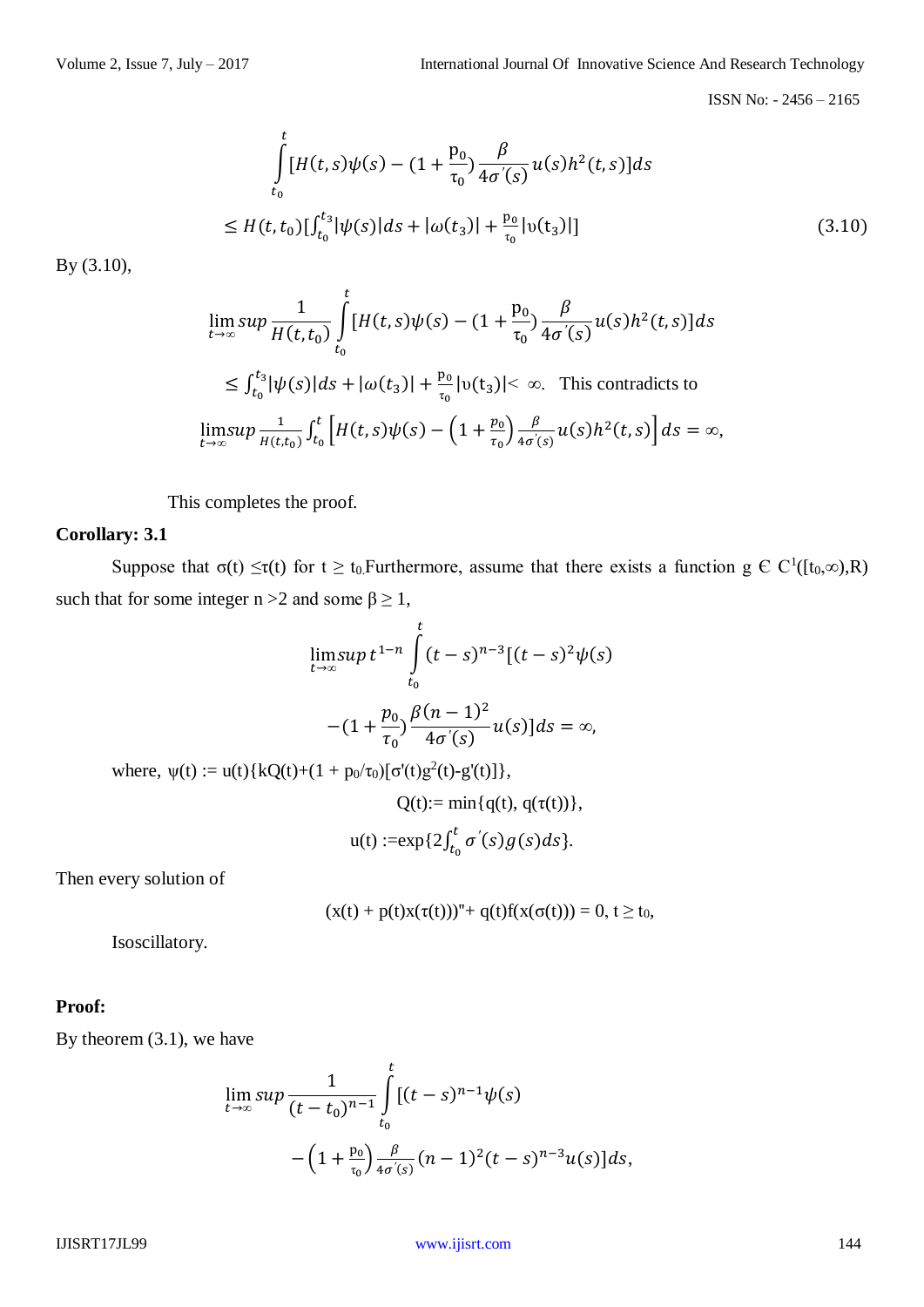$$\int_{t_0}^{t} [H(t,s)\psi(s) - (1 + \frac{p_0}{\tau_0}) \frac{\beta}{4\sigma'(s)} u(s) h^2(t,s)] ds$$

$$\leq H(t,t_0)[\int_{t_0}^{t_3} |\psi(s)| ds + |\omega(t_3)| + \frac{p_0}{\tau_0} |\upsilon(t_3)|] \tag{3.10}$$

By (3.10),

$$\limsup_{t\to\infty} \frac{1}{H(t,t_0)} \int_{t_0}^{t} [H(t,s)\psi(s) - (1 + \frac{p_0}{\tau_0}) \frac{\beta}{4\sigma'(s)} u(s) h^2(t,s)] ds$$

$\leq \int_{t_0}^{t_3} |\psi(s)| ds + |\omega(t_3)| + \frac{p_0}{\tau_0} |\upsilon(t_3)| < \infty$. This contradicts to

$$\limsup_{t\to\infty} \frac{1}{H(t,t_0)} \int_{t_0}^{t} \left[H(t,s)\psi(s) - \left(1 + \frac{p_0}{\tau_0}\right) \frac{\beta}{4\sigma'(s)} u(s) h^2(t,s)\right] ds = \infty,$$

This completes the proof.

**Corollary: 3.1**

Suppose that $\sigma(t) \leq \tau(t)$ for $t \geq t_0$. Furthermore, assume that there exists a function $g \in C^1([t_0,\infty),R)$ such that for some integer $n > 2$ and some $\beta \geq 1$,

$$\limsup_{t\to\infty} t^{1-n} \int_{t_0}^{t} (t-s)^{n-3}[(t-s)^2\psi(s) - (1 + \frac{p_0}{\tau_0}) \frac{\beta(n-1)^2}{4\sigma'(s)} u(s)] ds = \infty,$$

where, $\psi(t) := u(t)\{kQ(t) + (1 + p_0/\tau_0)[\sigma'(t)g^2(t) - g'(t)]\}$,

$$Q(t) := \min\{q(t), q(\tau(t))\},$$

$$u(t) := \exp\{2\int_{t_0}^{t} \sigma'(s) g(s) ds\}.$$

Then every solution of

$$(x(t) + p(t)x(\tau(t)))'' + q(t)f(x(\sigma(t))) = 0,\ t \geq t_0,$$

Isoscillatory.

**Proof:**

By theorem (3.1), we have

$$\limsup_{t\to\infty} \frac{1}{(t-t_0)^{n-1}} \int_{t_0}^{t} [(t-s)^{n-1}\psi(s) - \left(1 + \frac{p_0}{\tau_0}\right) \frac{\beta}{4\sigma'(s)} (n-1)^2 (t-s)^{n-3} u(s)] ds,$$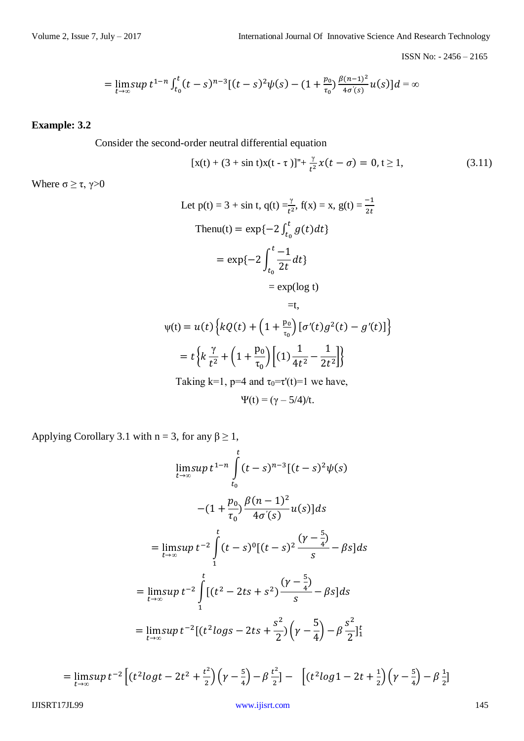$$= \limsup_{t\to\infty} t^{1-n} \int_{t_0}^{t} (t-s)^{n-3}[(t-s)^2\psi(s) - (1+\tfrac{p_0}{\tau_0})\tfrac{\beta(n-1)^2}{4\sigma'(s)}u(s)]d = \infty$$

**Example: 3.2**

Consider the second-order neutral differential equation

$$[x(t) + (3 + \sin t)x(t - \tau)]'' + \frac{\gamma}{t^2}x(t-\sigma) = 0, \ t \geq 1, \tag{3.11}$$

Where $\sigma \geq \tau$, $\gamma > 0$

Let $p(t) = 3 + \sin t$, $q(t) = \frac{\gamma}{t^2}$, $f(x) = x$, $g(t) = \frac{-1}{2t}$

Then $u(t) = \exp\{-2\int_{t_0}^{t} g(t)dt\}$

$$= \exp\{-2\int_{t_0}^{t} \frac{-1}{2t}dt\}$$

$$= \exp(\log t)$$

$$= t,$$

$$\psi(t) = u(t)\left\{kQ(t) + \left(1+\frac{p_0}{\tau_0}\right)[\sigma'(t)g^2(t) - g'(t)]\right\}$$

$$= t\left\{k\frac{\gamma}{t^2} + \left(1+\frac{p_0}{\tau_0}\right)\left[(1)\frac{1}{4t^2} - \frac{1}{2t^2}\right]\right\}$$

Taking k=1, p=4 and $\tau_0 = \tau'(t) = 1$ we have,

$$\Psi(t) = (\gamma - 5/4)/t.$$

Applying Corollary 3.1 with n = 3, for any $\beta \geq 1$,

$$\limsup_{t\to\infty} t^{1-n} \int_{t_0}^{t} (t-s)^{n-3}[(t-s)^2\psi(s) - (1+\frac{p_0}{\tau_0})\frac{\beta(n-1)^2}{4\sigma'(s)}u(s)]ds$$

$$= \limsup_{t\to\infty} t^{-2} \int_{1}^{t} (t-s)^0[(t-s)^2\frac{(\gamma-\frac{5}{4})}{s} - \beta s]ds$$

$$= \limsup_{t\to\infty} t^{-2} \int_{1}^{t} [(t^2 - 2ts + s^2)\frac{(\gamma-\frac{5}{4})}{s} - \beta s]ds$$

$$= \limsup_{t\to\infty} t^{-2}[(t^2\log s - 2ts + \frac{s^2}{2})\left(\gamma - \frac{5}{4}\right) - \beta\frac{s^2}{2}]_1^t$$

$$= \limsup_{t\to\infty} t^{-2}\left[(t^2\log t - 2t^2 + \tfrac{t^2}{2})\left(\gamma-\tfrac{5}{4}\right) - \beta\tfrac{t^2}{2}\right] - \left[(t^2\log 1 - 2t + \tfrac{1}{2})\left(\gamma-\tfrac{5}{4}\right) - \beta\tfrac{1}{2}\right]$$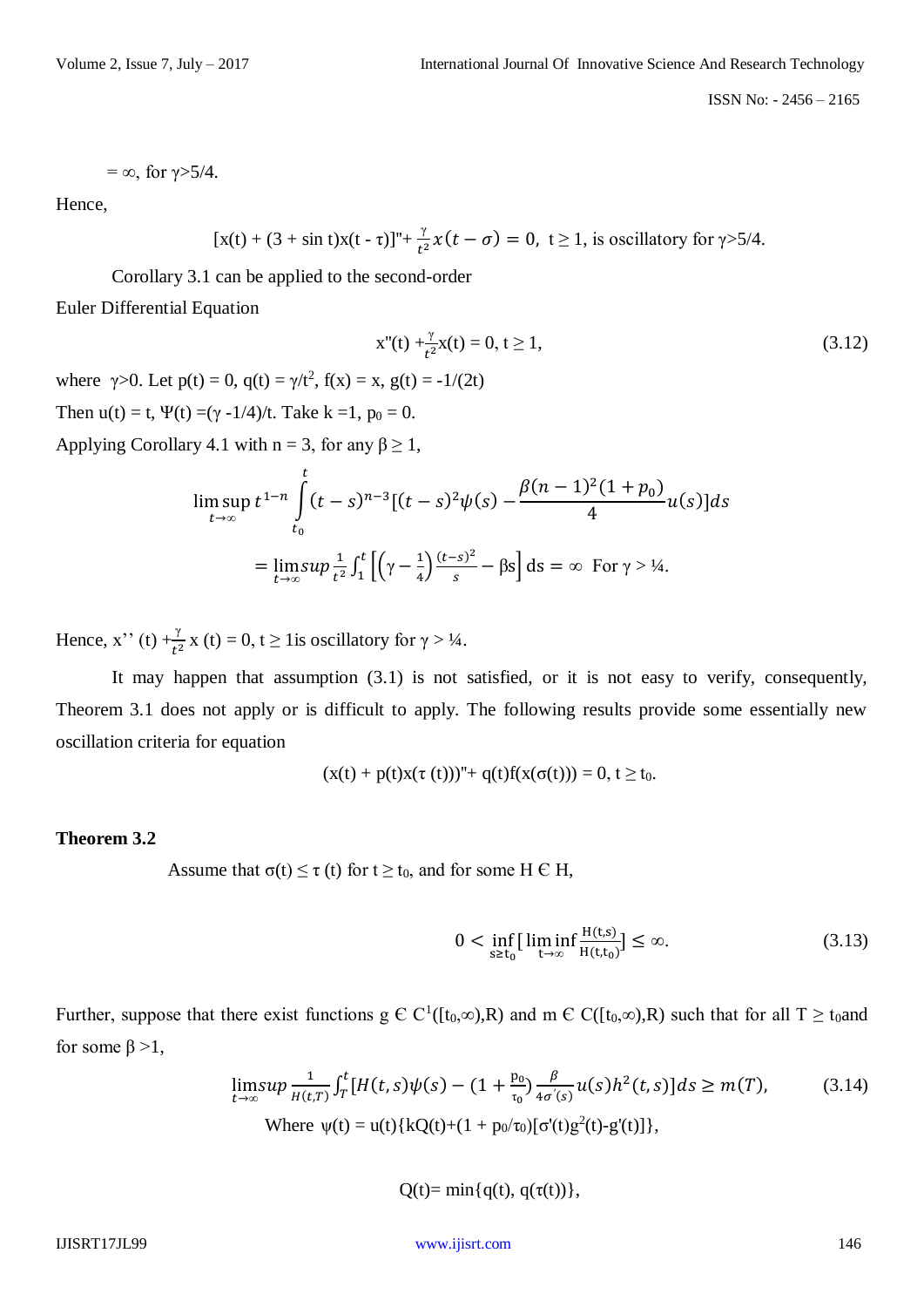$= \infty$, for $\gamma > 5/4$.

Hence,

$$[x(t) + (3 + \sin t)x(t - \tau)]'' + \frac{\gamma}{t^2} x(t - \sigma) = 0, \ t \geq 1, \text{ is oscillatory for } \gamma > 5/4.$$

Corollary 3.1 can be applied to the second-order Euler Differential Equation

$$x''(t) + \frac{\gamma}{t^2} x(t) = 0, \ t \geq 1, \tag{3.12}$$

where $\gamma > 0$. Let $p(t) = 0$, $q(t) = \gamma/t^2$, $f(x) = x$, $g(t) = -1/(2t)$

Then $u(t) = t$, $\Psi(t) = (\gamma - 1/4)/t$. Take $k = 1$, $p_0 = 0$.

Applying Corollary 4.1 with $n = 3$, for any $\beta \geq 1$,

$$\limsup_{t\to\infty} t^{1-n} \int_{t_0}^{t} (t-s)^{n-3} \left[(t-s)^2 \psi(s) - \frac{\beta(n-1)^2(1+p_0)}{4} u(s)\right] ds$$

$$= \limsup_{t\to\infty} \frac{1}{t^2} \int_1^t \left[\left(\gamma - \frac{1}{4}\right) \frac{(t-s)^2}{s} - \beta s\right] ds = \infty \ \text{ For } \gamma > 1/4.$$

Hence, $x''(t) + \frac{\gamma}{t^2} x(t) = 0$, $t \geq 1$is oscillatory for $\gamma > 1/4$.

It may happen that assumption (3.1) is not satisfied, or it is not easy to verify, consequently, Theorem 3.1 does not apply or is difficult to apply. The following results provide some essentially new oscillation criteria for equation

$$(x(t) + p(t)x(\tau(t)))'' + q(t)f(x(\sigma(t))) = 0, \ t \geq t_0.$$

**Theorem 3.2**

Assume that $\sigma(t) \leq \tau(t)$ for $t \geq t_0$, and for some $H \in \mathrm{H}$,

$$0 < \inf_{s \geq t_0} \left[\liminf_{t\to\infty} \frac{H(t,s)}{H(t,t_0)}\right] \leq \infty. \tag{3.13}$$

Further, suppose that there exist functions $g \in C^1([t_0,\infty),R)$ and $m \in C([t_0,\infty),R)$ such that for all $T \geq t_0$and for some $\beta > 1$,

$$\limsup_{t\to\infty} \frac{1}{H(t,T)} \int_T^t \left[H(t,s)\psi(s) - \left(1 + \frac{p_0}{\tau_0}\right) \frac{\beta}{4\sigma'(s)} u(s) h^2(t,s)\right] ds \geq m(T), \tag{3.14}$$

Where $\psi(t) = u(t)\{kQ(t) + (1 + p_0/\tau_0)[\sigma'(t)g^2(t) - g'(t)]\}$,

$$Q(t) = \min\{q(t), q(\tau(t))\},$$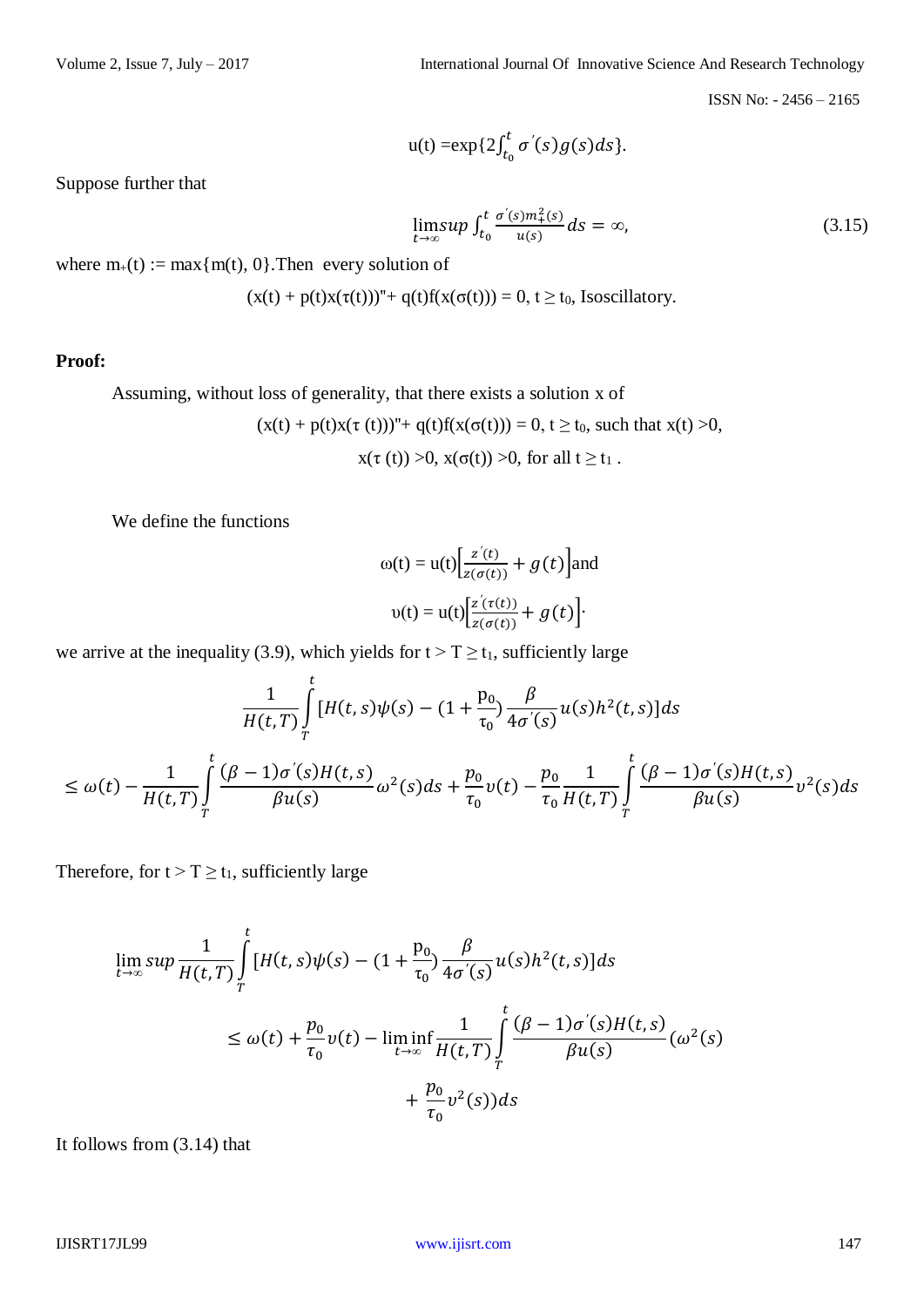$$u(t) = \exp\{2\int_{t_0}^{t} \sigma'(s)g(s)ds\}.$$

Suppose further that

$$\limsup_{t\to\infty} \int_{t_0}^{t} \frac{\sigma'(s)m_+^2(s)}{u(s)} ds = \infty, \tag{3.15}$$

where $m_+(t) := \max\{m(t), 0\}$.Then every solution of

$(x(t) + p(t)x(\tau(t)))'' + q(t)f(x(\sigma(t))) = 0,\ t \geq t_0$, Isoscillatory.

**Proof:**

Assuming, without loss of generality, that there exists a solution x of

$(x(t) + p(t)x(\tau(t)))'' + q(t)f(x(\sigma(t))) = 0,\ t \geq t_0$, such that $x(t) > 0$, $x(\tau(t)) > 0$, $x(\sigma(t)) > 0$, for all $t \geq t_1$.

We define the functions

$$\omega(t) = u(t)\left[\frac{z'(t)}{z(\sigma(t))} + g(t)\right] \text{and}$$

$$\upsilon(t) = u(t)\left[\frac{z'(\tau(t))}{z(\sigma(t))} + g(t)\right].$$

we arrive at the inequality (3.9), which yields for $t > T \geq t_1$, sufficiently large

$$\frac{1}{H(t,T)}\int_T^t [H(t,s)\psi(s) - (1+\frac{p_0}{\tau_0})\frac{\beta}{4\sigma'(s)}u(s)h^2(t,s)]ds$$

$$\leq \omega(t) - \frac{1}{H(t,T)}\int_T^t \frac{(\beta-1)\sigma'(s)H(t,s)}{\beta u(s)}\omega^2(s)ds + \frac{p_0}{\tau_0}\upsilon(t) - \frac{p_0}{\tau_0}\frac{1}{H(t,T)}\int_T^t \frac{(\beta-1)\sigma'(s)H(t,s)}{\beta u(s)}\upsilon^2(s)ds$$

Therefore, for $t > T \geq t_1$, sufficiently large

$$\limsup_{t\to\infty} \frac{1}{H(t,T)}\int_T^t [H(t,s)\psi(s) - (1+\frac{p_0}{\tau_0})\frac{\beta}{4\sigma'(s)}u(s)h^2(t,s)]ds$$

$$\leq \omega(t) + \frac{p_0}{\tau_0}\upsilon(t) - \liminf_{t\to\infty}\frac{1}{H(t,T)}\int_T^t \frac{(\beta-1)\sigma'(s)H(t,s)}{\beta u(s)}(\omega^2(s) + \frac{p_0}{\tau_0}\upsilon^2(s))ds$$

It follows from (3.14) that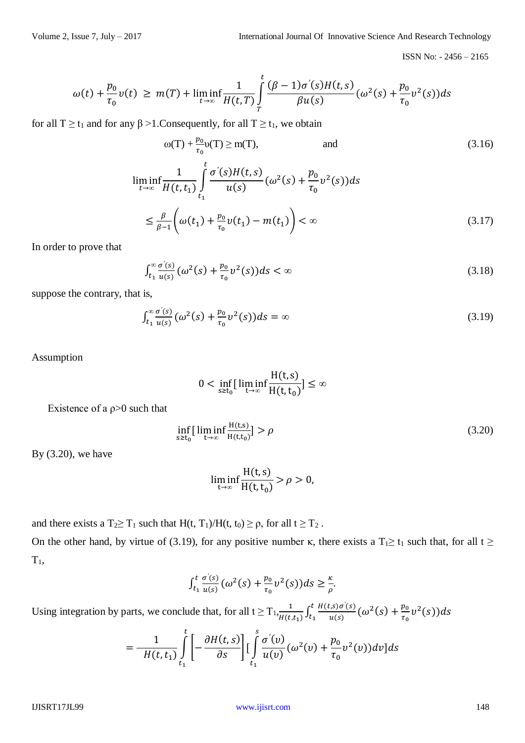$$\omega(t)+\frac{p_0}{\tau_0}\upsilon(t) \ \geq \ m(T)+\liminf_{t\to\infty}\frac{1}{H(t,T)}\int_T^t \frac{(\beta-1)\sigma'(s)H(t,s)}{\beta u(s)}(\omega^2(s)+\frac{p_0}{\tau_0}\upsilon^2(s))ds$$

for all $T \geq t_1$ and for any $\beta > 1$. Consequently, for all $T \geq t_1$, we obtain

$$\omega(T)+\frac{p_0}{\tau_0}\upsilon(T) \geq m(T), \qquad \text{and} \tag{3.16}$$

$$\liminf_{t\to\infty}\frac{1}{H(t,t_1)}\int_{t_1}^t \frac{\sigma'(s)H(t,s)}{u(s)}(\omega^2(s)+\frac{p_0}{\tau_0}\upsilon^2(s))ds$$

$$\leq \frac{\beta}{\beta-1}\left(\omega(t_1)+\frac{p_0}{\tau_0}\upsilon(t_1)-m(t_1)\right) < \infty \tag{3.17}$$

In order to prove that

$$\int_{t_1}^{\infty}\frac{\sigma'(s)}{u(s)}(\omega^2(s)+\frac{p_0}{\tau_0}\upsilon^2(s))ds < \infty \tag{3.18}$$

suppose the contrary, that is,

$$\int_{t_1}^{\infty}\frac{\sigma'(s)}{u(s)}(\omega^2(s)+\frac{p_0}{\tau_0}\upsilon^2(s))ds = \infty \tag{3.19}$$

Assumption

$$0 < \inf_{s\geq t_0}[\liminf_{t\to\infty}\frac{H(t,s)}{H(t,t_0)}] \leq \infty$$

Existence of a $\rho>0$ such that

$$\inf_{s\geq t_0}[\liminf_{t\to\infty}\frac{H(t,s)}{H(t,t_0)}] > \rho \tag{3.20}$$

By (3.20), we have

$$\liminf_{t\to\infty}\frac{H(t,s)}{H(t,t_0)} > \rho > 0,$$

and there exists a $T_2 \geq T_1$ such that $H(t, T_1)/H(t, t_0) \geq \rho$, for all $t \geq T_2$.

On the other hand, by virtue of (3.19), for any positive number $\kappa$, there exists a $T_1 \geq t_1$ such that, for all $t \geq T_1$,

$$\int_{t_1}^{t}\frac{\sigma'(s)}{u(s)}(\omega^2(s)+\frac{p_0}{\tau_0}\upsilon^2(s))ds \geq \frac{\kappa}{\rho}.$$

Using integration by parts, we conclude that, for all $t \geq T_1$, $\frac{1}{H(t,t_1)}\int_{t_1}^{t}\frac{H(t,s)\sigma'(s)}{u(s)}(\omega^2(s)+\frac{p_0}{\tau_0}\upsilon^2(s))ds$

$$= \frac{1}{H(t,t_1)}\int_{t_1}^{t}\left[-\frac{\partial H(t,s)}{\partial s}\right][\int_{t_1}^{s}\frac{\sigma'(v)}{u(v)}(\omega^2(v)+\frac{p_0}{\tau_0}\upsilon^2(v))dv]ds$$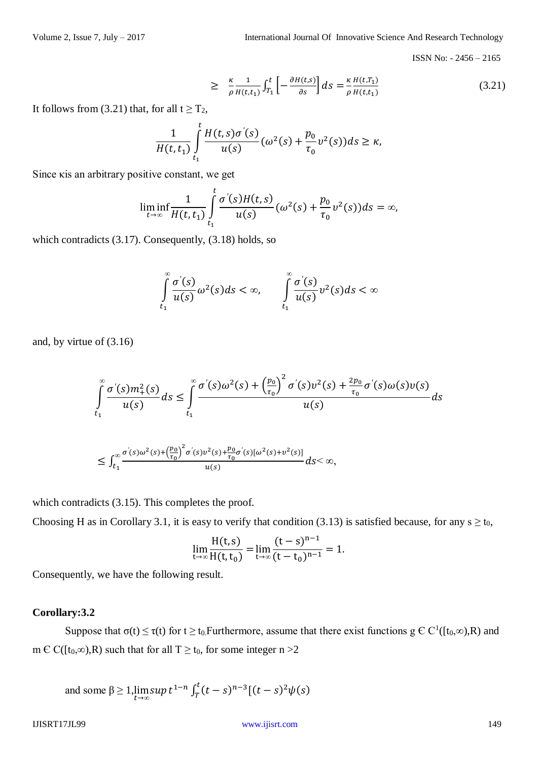$$\geq \quad \frac{\kappa}{\rho}\frac{1}{H(t,t_1)}\int_{T_1}^{t}\left[-\frac{\partial H(t,s)}{\partial s}\right]ds = \frac{\kappa}{\rho}\frac{H(t,T_1)}{H(t,t_1)} \tag{3.21}$$

It follows from (3.21) that, for all $t \geq T_2$,

$$\frac{1}{H(t,t_1)}\int_{t_1}^{t}\frac{H(t,s)\sigma'(s)}{u(s)}(\omega^2(s)+\frac{p_0}{\tau_0}v^2(s))ds \geq \kappa,$$

Since κis an arbitrary positive constant, we get

$$\liminf_{t\to\infty}\frac{1}{H(t,t_1)}\int_{t_1}^{t}\frac{\sigma'(s)H(t,s)}{u(s)}(\omega^2(s)+\frac{p_0}{\tau_0}v^2(s))ds = \infty,$$

which contradicts (3.17). Consequently, (3.18) holds, so

$$\int_{t_1}^{\infty}\frac{\sigma'(s)}{u(s)}\omega^2(s)ds < \infty, \qquad \int_{t_1}^{\infty}\frac{\sigma'(s)}{u(s)}v^2(s)ds < \infty$$

and, by virtue of (3.16)

$$\int_{t_1}^{\infty}\frac{\sigma'(s)m_+^2(s)}{u(s)}ds \leq \int_{t_1}^{\infty}\frac{\sigma'(s)\omega^2(s)+\left(\frac{p_0}{\tau_0}\right)^2\sigma'(s)v^2(s)+\frac{2p_0}{\tau_0}\sigma'(s)\omega(s)v(s)}{u(s)}ds$$

$$\leq \int_{t_1}^{\infty}\frac{\sigma'(s)\omega^2(s)+\left(\frac{p_0}{\tau_0}\right)^2\sigma'(s)v^2(s)+\frac{p_0}{\tau_0}\sigma'(s)[\omega^2(s)+v^2(s)]}{u(s)}ds < \infty,$$

which contradicts (3.15). This completes the proof.

Choosing H as in Corollary 3.1, it is easy to verify that condition (3.13) is satisfied because, for any $s \geq t_0$,

$$\lim_{t\to\infty}\frac{H(t,s)}{H(t,t_0)} = \lim_{t\to\infty}\frac{(t-s)^{n-1}}{(t-t_0)^{n-1}} = 1.$$

Consequently, we have the following result.

**Corollary:3.2**

Suppose that $\sigma(t) \leq \tau(t)$ for $t \geq t_0$.Furthermore, assume that there exist functions $g \in C^1([t_0,\infty),R)$ and $m \in C([t_0,\infty),R)$ such that for all $T \geq t_0$, for some integer $n > 2$

and some $\beta \geq 1$, $\limsup_{t\to\infty} t^{1-n}\int_{T}^{t}(t-s)^{n-3}[(t-s)^2\psi(s)$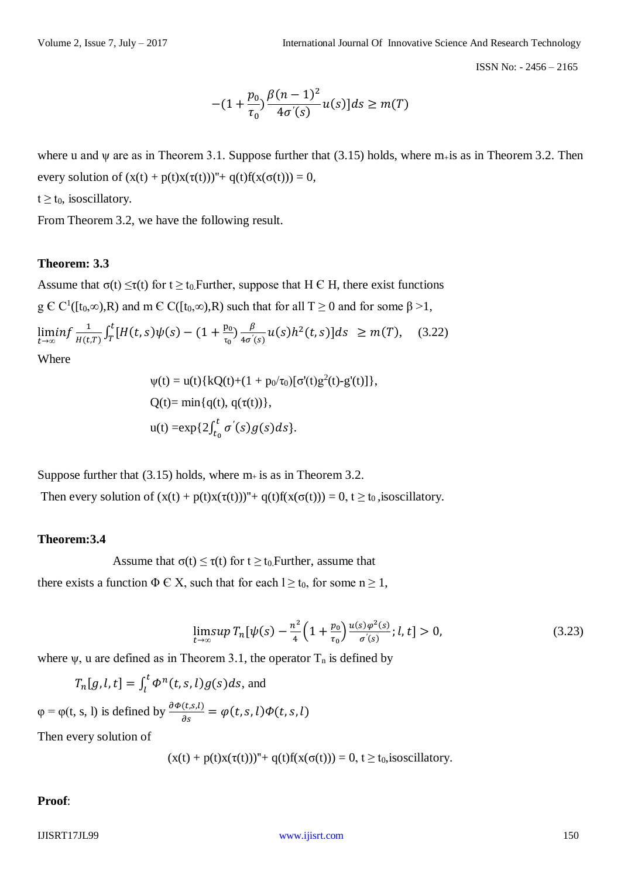$$-(1+\frac{p_0}{\tau_0})\frac{\beta(n-1)^2}{4\sigma'(s)}u(s)]ds \geq m(T)$$

where u and ψ are as in Theorem 3.1. Suppose further that (3.15) holds, where $m_+$ is as in Theorem 3.2. Then every solution of $(x(t) + p(t)x(\tau(t)))'' + q(t)f(x(\sigma(t))) = 0$,

$t \geq t_0$, isoscillatory.

From Theorem 3.2, we have the following result.

**Theorem: 3.3**

Assume that $\sigma(t) \leq \tau(t)$ for $t \geq t_0$. Further, suppose that H Є H, there exist functions $g \in C^1([t_0,\infty),R)$ and $m \in C([t_0,\infty),R)$ such that for all $T \geq 0$ and for some $\beta > 1$,

$$\liminf_{t\to\infty} \frac{1}{H(t,T)} \int_T^t [H(t,s)\psi(s) - (1+\frac{p_0}{\tau_0})\frac{\beta}{4\sigma'(s)}u(s)h^2(t,s)]ds \geq m(T), \quad (3.22)$$

Where

$$\psi(t) = u(t)\{kQ(t)+(1 + p_0/\tau_0)[\sigma'(t)g^2(t)-g'(t)]\},$$

$$Q(t)= \min\{q(t), q(\tau(t))\},$$

$$u(t) = \exp\{2\int_{t_0}^t \sigma'(s)g(s)ds\}.$$

Suppose further that (3.15) holds, where $m_+$ is as in Theorem 3.2.

Then every solution of $(x(t) + p(t)x(\tau(t)))'' + q(t)f(x(\sigma(t))) = 0$, $t \geq t_0$, isoscillatory.

**Theorem:3.4**

Assume that $\sigma(t) \leq \tau(t)$ for $t \geq t_0$. Further, assume that there exists a function Φ Є X, such that for each $l \geq t_0$, for some $n \geq 1$,

$$\limsup_{t\to\infty} T_n[\psi(s) - \frac{n^2}{4}\left(1+\frac{p_0}{\tau_0}\right)\frac{u(s)\varphi^2(s)}{\sigma'(s)}; l, t] > 0, \quad (3.23)$$

where ψ, u are defined as in Theorem 3.1, the operator $T_n$ is defined by

$T_n[g,l,t] = \int_l^t \Phi^n(t,s,l)g(s)ds$, and

$\varphi = \varphi(t, s, l)$ is defined by $\frac{\partial\Phi(t,s,l)}{\partial s} = \varphi(t,s,l)\Phi(t,s,l)$

Then every solution of

$(x(t) + p(t)x(\tau(t)))'' + q(t)f(x(\sigma(t))) = 0$, $t \geq t_0$, isoscillatory.

**Proof**: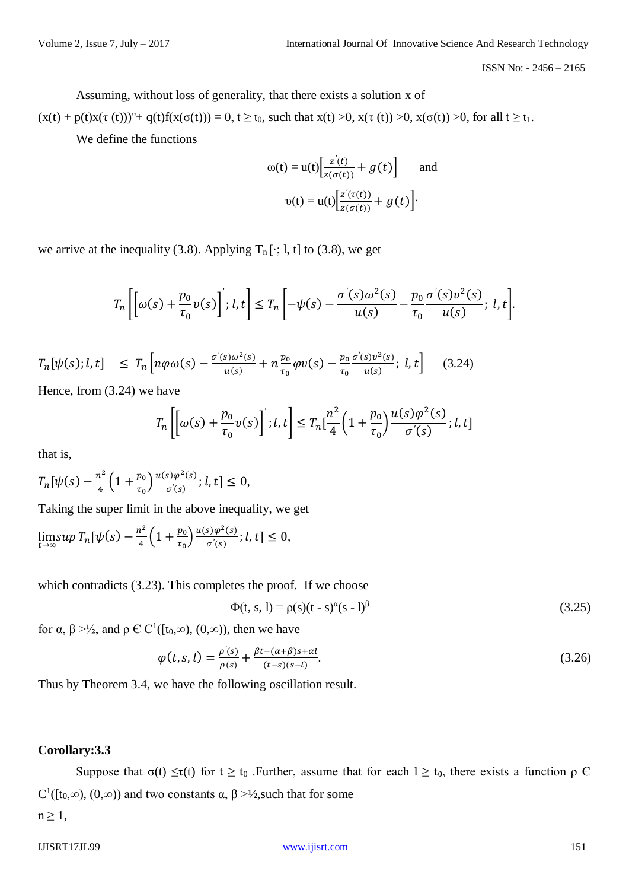Assuming, without loss of generality, that there exists a solution x of

$(x(t) + p(t)x(\tau(t)))'' + q(t)f(x(\sigma(t))) = 0$, $t \geq t_0$, such that $x(t) > 0$, $x(\tau(t)) > 0$, $x(\sigma(t)) > 0$, for all $t \geq t_1$.

We define the functions

$$\omega(t) = u(t)\left[\frac{z'(t)}{z(\sigma(t))} + g(t)\right] \quad \text{and}$$

$$\upsilon(t) = u(t)\left[\frac{z'(\tau(t))}{z(\sigma(t))} + g(t)\right].$$

we arrive at the inequality (3.8). Applying $T_n[\cdot; l, t]$ to (3.8), we get

$$T_n\left[\left[\omega(s) + \frac{p_0}{\tau_0}\upsilon(s)\right]'; l, t\right] \leq T_n\left[-\psi(s) - \frac{\sigma'(s)\omega^2(s)}{u(s)} - \frac{p_0}{\tau_0}\frac{\sigma'(s)\upsilon^2(s)}{u(s)};\ l, t\right].$$

$$T_n[\psi(s); l, t] \leq T_n\left[n\varphi\omega(s) - \frac{\sigma'(s)\omega^2(s)}{u(s)} + n\frac{p_0}{\tau_0}\varphi\upsilon(s) - \frac{p_0}{\tau_0}\frac{\sigma'(s)\upsilon^2(s)}{u(s)};\ l, t\right] \qquad (3.24)$$

Hence, from (3.24) we have

$$T_n\left[\left[\omega(s) + \frac{p_0}{\tau_0}\upsilon(s)\right]'; l, t\right] \leq T_n\left[\frac{n^2}{4}\left(1 + \frac{p_0}{\tau_0}\right)\frac{u(s)\varphi^2(s)}{\sigma'(s)}; l, t\right]$$

that is,

$$T_n\left[\psi(s) - \frac{n^2}{4}\left(1 + \frac{p_0}{\tau_0}\right)\frac{u(s)\varphi^2(s)}{\sigma'(s)}; l, t\right] \leq 0,$$

Taking the super limit in the above inequality, we get

$$\limsup_{t\to\infty} T_n\left[\psi(s) - \frac{n^2}{4}\left(1 + \frac{p_0}{\tau_0}\right)\frac{u(s)\varphi^2(s)}{\sigma'(s)}; l, t\right] \leq 0,$$

which contradicts (3.23). This completes the proof. If we choose

$$\Phi(t, s, l) = \rho(s)(t - s)^\alpha(s - l)^\beta \qquad (3.25)$$

for $\alpha, \beta > \frac{1}{2}$, and $\rho \in C^1([t_0,\infty), (0,\infty))$, then we have

$$\varphi(t, s, l) = \frac{\rho'(s)}{\rho(s)} + \frac{\beta t - (\alpha+\beta)s + \alpha l}{(t-s)(s-l)}. \qquad (3.26)$$

Thus by Theorem 3.4, we have the following oscillation result.

**Corollary:3.3**

Suppose that $\sigma(t) \leq \tau(t)$ for $t \geq t_0$ .Further, assume that for each $l \geq t_0$, there exists a function $\rho \in C^1([t_0,\infty), (0,\infty))$ and two constants $\alpha, \beta > \frac{1}{2}$,such that for some $n \geq 1$,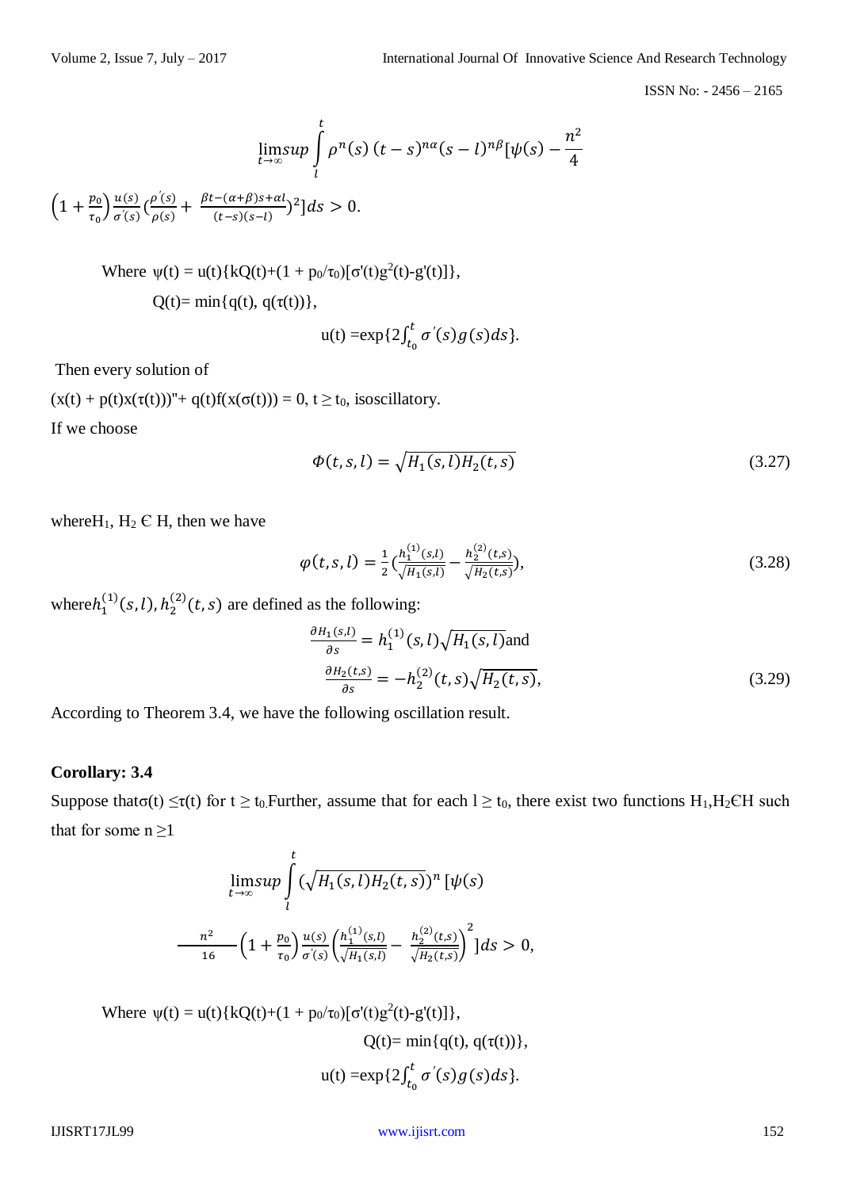$$\limsup_{t\to\infty} \int_l^t \rho^n(s)\,(t-s)^{n\alpha}(s-l)^{n\beta}[\psi(s) - \frac{n^2}{4}$$

$$\left(1+\frac{p_0}{\tau_0}\right)\frac{u(s)}{\sigma'(s)}\left(\frac{\rho'(s)}{\rho(s)} + \frac{\beta t-(\alpha+\beta)s+\alpha l}{(t-s)(s-l)}\right)^2]ds > 0.$$

Where $\psi(t) = u(t)\{kQ(t)+(1 + p_0/\tau_0)[\sigma'(t)g^2(t)-g'(t)]\}$,

$Q(t)= \min\{q(t), q(\tau(t))\}$,

$u(t) =\exp\{2\int_{t_0}^{t}\sigma'(s)g(s)ds\}$.

Then every solution of

$(x(t) + p(t)x(\tau(t)))'' + q(t)f(x(\sigma(t))) = 0,\ t \geq t_0$, isoscillatory.

If we choose

$$\Phi(t,s,l) = \sqrt{H_1(s,l)H_2(t,s)} \tag{3.27}$$

where $H_1$, $H_2 \in H$, then we have

$$\varphi(t,s,l) = \frac{1}{2}\left(\frac{h_1^{(1)}(s,l)}{\sqrt{H_1(s,l)}} - \frac{h_2^{(2)}(t,s)}{\sqrt{H_2(t,s)}}\right), \tag{3.28}$$

where $h_1^{(1)}(s,l), h_2^{(2)}(t,s)$ are defined as the following:

$$\frac{\partial H_1(s,l)}{\partial s} = h_1^{(1)}(s,l)\sqrt{H_1(s,l)} \text{ and}$$

$$\frac{\partial H_2(t,s)}{\partial s} = -h_2^{(2)}(t,s)\sqrt{H_2(t,s)}, \tag{3.29}$$

According to Theorem 3.4, we have the following oscillation result.

**Corollary: 3.4**

Suppose that $\sigma(t) \leq \tau(t)$ for $t \geq t_0$. Further, assume that for each $l \geq t_0$, there exist two functions $H_1, H_2 \in H$ such that for some $n \geq 1$

$$\limsup_{t\to\infty} \int_l^t \left(\sqrt{H_1(s,l)H_2(t,s)}\right)^n [\psi(s)$$

$$-\frac{n^2}{16}\left(1+\frac{p_0}{\tau_0}\right)\frac{u(s)}{\sigma'(s)}\left(\frac{h_1^{(1)}(s,l)}{\sqrt{H_1(s,l)}} - \frac{h_2^{(2)}(t,s)}{\sqrt{H_2(t,s)}}\right)^2]ds > 0,$$

Where $\psi(t) = u(t)\{kQ(t)+(1 + p_0/\tau_0)[\sigma'(t)g^2(t)-g'(t)]\}$,

$Q(t)= \min\{q(t), q(\tau(t))\}$,

$u(t) =\exp\{2\int_{t_0}^{t}\sigma'(s)g(s)ds\}$.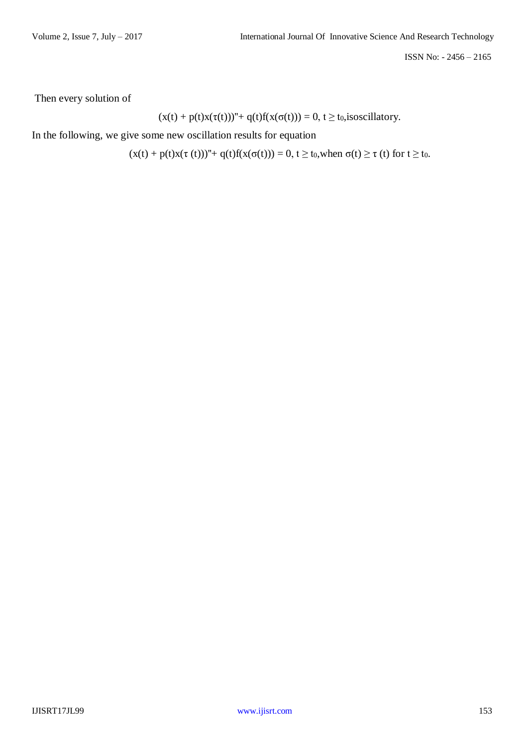Then every solution of

$$(x(t) + p(t)x(\tau(t)))'' + q(t)f(x(\sigma(t))) = 0,\ t \geq t_0, \text{isoscillatory.}$$

In the following, we give some new oscillation results for equation

$$(x(t) + p(t)x(\tau(t)))'' + q(t)f(x(\sigma(t))) = 0,\ t \geq t_0, \text{when } \sigma(t) \geq \tau(t) \text{ for } t \geq t_0.$$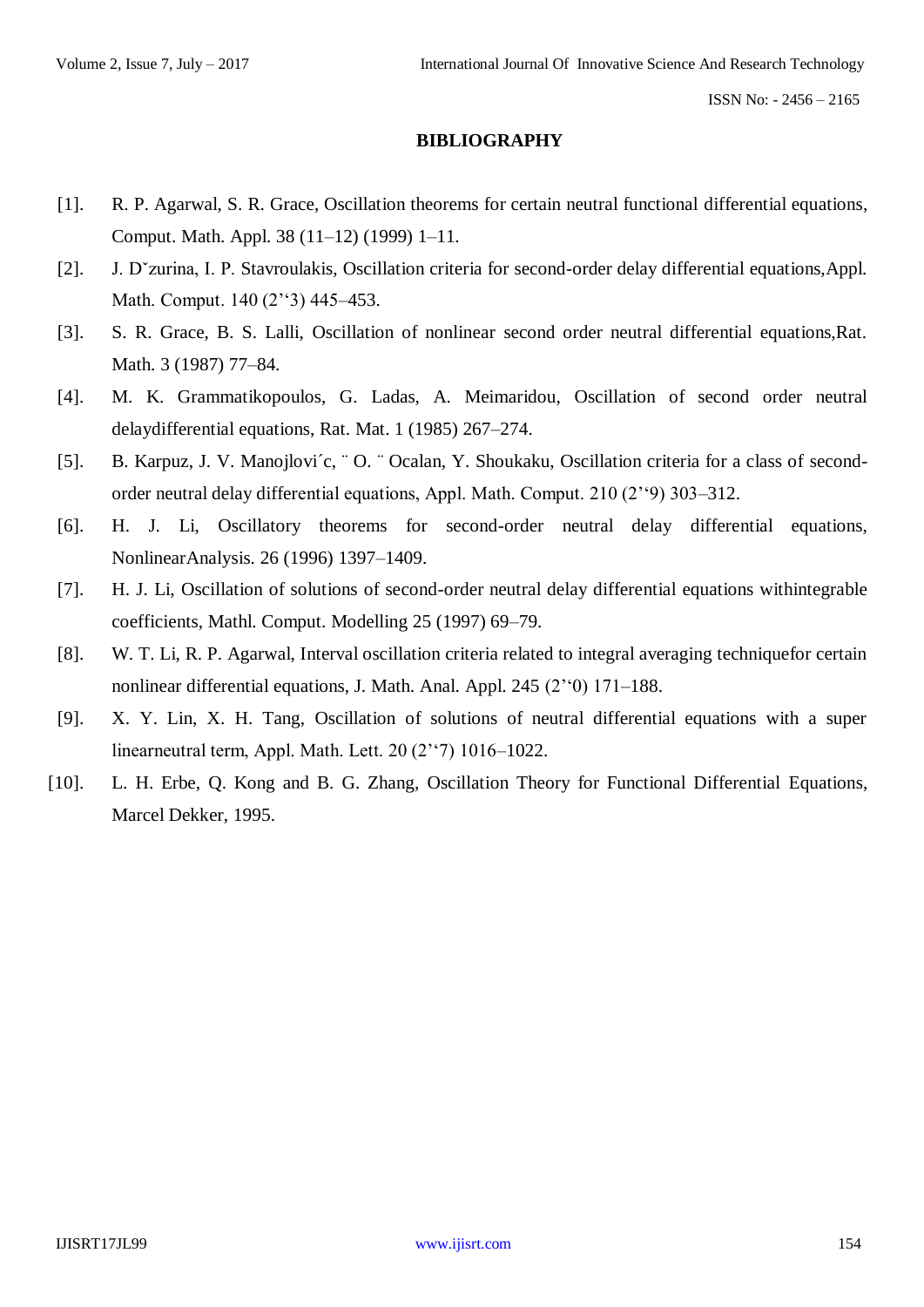## BIBLIOGRAPHY

[1]. R. P. Agarwal, S. R. Grace, Oscillation theorems for certain neutral functional differential equations, Comput. Math. Appl. 38 (11–12) (1999) 1–11.

[2]. J. Dˇzurina, I. P. Stavroulakis, Oscillation criteria for second-order delay differential equations,Appl. Math. Comput. 140 (2‘‘3) 445–453.

[3]. S. R. Grace, B. S. Lalli, Oscillation of nonlinear second order neutral differential equations,Rat. Math. 3 (1987) 77–84.

[4]. M. K. Grammatikopoulos, G. Ladas, A. Meimaridou, Oscillation of second order neutral delaydifferential equations, Rat. Mat. 1 (1985) 267–274.

[5]. B. Karpuz, J. V. Manojlovi´c, ¨ O. ¨ Ocalan, Y. Shoukaku, Oscillation criteria for a class of second-order neutral delay differential equations, Appl. Math. Comput. 210 (2‘‘9) 303–312.

[6]. H. J. Li, Oscillatory theorems for second-order neutral delay differential equations, NonlinearAnalysis. 26 (1996) 1397–1409.

[7]. H. J. Li, Oscillation of solutions of second-order neutral delay differential equations withintegrable coefficients, Mathl. Comput. Modelling 25 (1997) 69–79.

[8]. W. T. Li, R. P. Agarwal, Interval oscillation criteria related to integral averaging techniquefor certain nonlinear differential equations, J. Math. Anal. Appl. 245 (2‘‘0) 171–188.

[9]. X. Y. Lin, X. H. Tang, Oscillation of solutions of neutral differential equations with a super linearneutral term, Appl. Math. Lett. 20 (2‘‘7) 1016–1022.

[10]. L. H. Erbe, Q. Kong and B. G. Zhang, Oscillation Theory for Functional Differential Equations, Marcel Dekker, 1995.